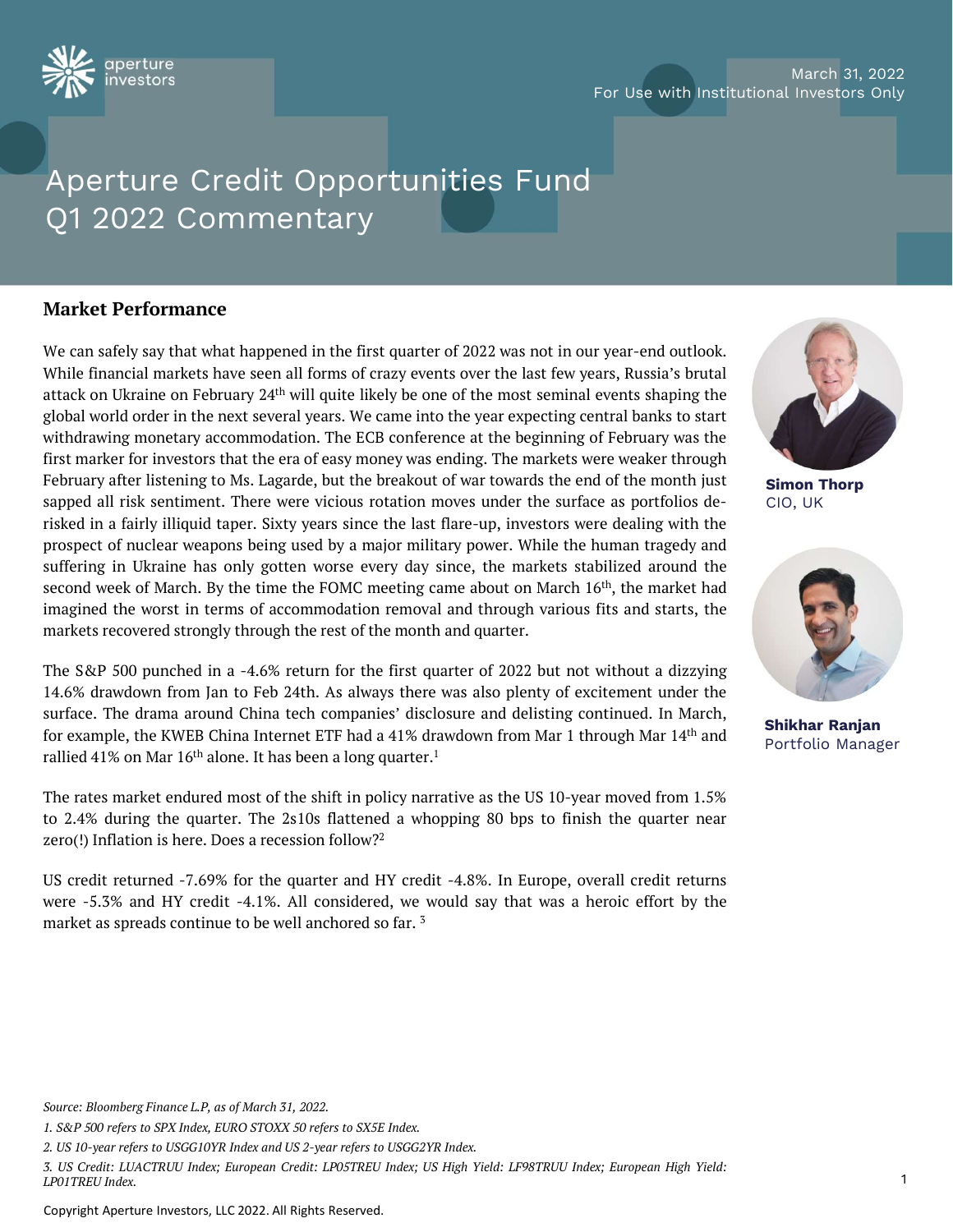March 31, 2022
For Use with Institutional Investors Only

# Aperture Credit Opportunities Fund Q1 2022 Commentary

**Simon Thorp**
CIO, UK

**Shikhar Ranjan**
Portfolio Manager

## Market Performance

We can safely say that what happened in the first quarter of 2022 was not in our year-end outlook. While financial markets have seen all forms of crazy events over the last few years, Russia's brutal attack on Ukraine on February 24th will quite likely be one of the most seminal events shaping the global world order in the next several years. We came into the year expecting central banks to start withdrawing monetary accommodation. The ECB conference at the beginning of February was the first marker for investors that the era of easy money was ending. The markets were weaker through February after listening to Ms. Lagarde, but the breakout of war towards the end of the month just sapped all risk sentiment. There were vicious rotation moves under the surface as portfolios de-risked in a fairly illiquid taper. Sixty years since the last flare-up, investors were dealing with the prospect of nuclear weapons being used by a major military power. While the human tragedy and suffering in Ukraine has only gotten worse every day since, the markets stabilized around the second week of March. By the time the FOMC meeting came about on March 16th, the market had imagined the worst in terms of accommodation removal and through various fits and starts, the markets recovered strongly through the rest of the month and quarter.

The S&P 500 punched in a -4.6% return for the first quarter of 2022 but not without a dizzying 14.6% drawdown from Jan to Feb 24th. As always there was also plenty of excitement under the surface. The drama around China tech companies' disclosure and delisting continued. In March, for example, the KWEB China Internet ETF had a 41% drawdown from Mar 1 through Mar 14th and rallied 41% on Mar 16th alone. It has been a long quarter.[1]

The rates market endured most of the shift in policy narrative as the US 10-year moved from 1.5% to 2.4% during the quarter. The 2s10s flattened a whopping 80 bps to finish the quarter near zero(!) Inflation is here. Does a recession follow?[2]

US credit returned -7.69% for the quarter and HY credit -4.8%. In Europe, overall credit returns were -5.3% and HY credit -4.1%. All considered, we would say that was a heroic effort by the market as spreads continue to be well anchored so far. [3]

*Source: Bloomberg Finance L.P, as of March 31, 2022.*

*1. S&P 500 refers to SPX Index, EURO STOXX 50 refers to SX5E Index.*

*2. US 10-year refers to USGG10YR Index and US 2-year refers to USGG2YR Index.*

*3. US Credit: LUACTRUU Index; European Credit: LP05TREU Index; US High Yield: LF98TRUU Index; European High Yield: LP01TREU Index.*

Copyright Aperture Investors, LLC 2022. All Rights Reserved.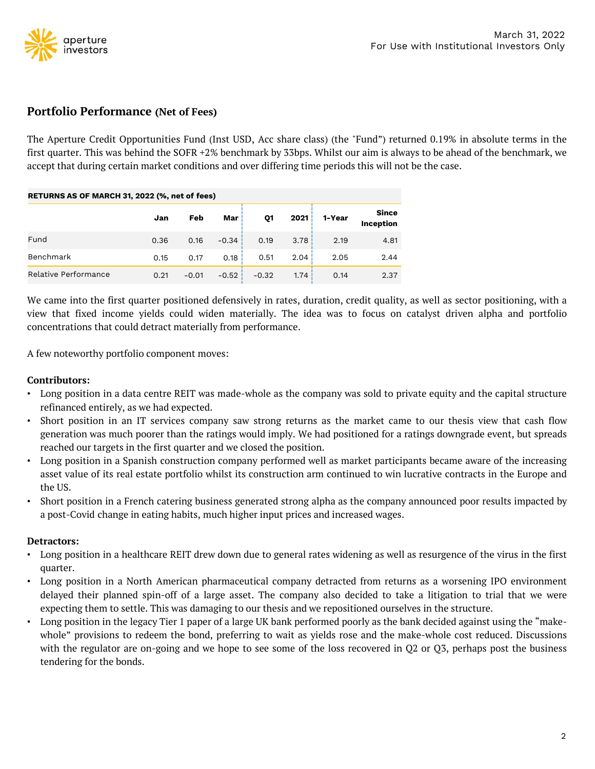## Portfolio Performance (Net of Fees)

The Aperture Credit Opportunities Fund (Inst USD, Acc share class) (the "Fund") returned 0.19% in absolute terms in the first quarter. This was behind the SOFR +2% benchmark by 33bps. Whilst our aim is always to be ahead of the benchmark, we accept that during certain market conditions and over differing time periods this will not be the case.

**RETURNS AS OF MARCH 31, 2022 (%, net of fees)**

| | Jan | Feb | Mar | Q1 | 2021 | 1-Year | Since Inception |
|---|---|---|---|---|---|---|---|
| Fund | 0.36 | 0.16 | -0.34 | 0.19 | 3.78 | 2.19 | 4.81 |
| Benchmark | 0.15 | 0.17 | 0.18 | 0.51 | 2.04 | 2.05 | 2.44 |
| Relative Performance | 0.21 | -0.01 | -0.52 | -0.32 | 1.74 | 0.14 | 2.37 |

We came into the first quarter positioned defensively in rates, duration, credit quality, as well as sector positioning, with a view that fixed income yields could widen materially. The idea was to focus on catalyst driven alpha and portfolio concentrations that could detract materially from performance.

A few noteworthy portfolio component moves:

**Contributors:**

- Long position in a data centre REIT was made-whole as the company was sold to private equity and the capital structure refinanced entirely, as we had expected.
- Short position in an IT services company saw strong returns as the market came to our thesis view that cash flow generation was much poorer than the ratings would imply. We had positioned for a ratings downgrade event, but spreads reached our targets in the first quarter and we closed the position.
- Long position in a Spanish construction company performed well as market participants became aware of the increasing asset value of its real estate portfolio whilst its construction arm continued to win lucrative contracts in the Europe and the US.
- Short position in a French catering business generated strong alpha as the company announced poor results impacted by a post-Covid change in eating habits, much higher input prices and increased wages.

**Detractors:**

- Long position in a healthcare REIT drew down due to general rates widening as well as resurgence of the virus in the first quarter.
- Long position in a North American pharmaceutical company detracted from returns as a worsening IPO environment delayed their planned spin-off of a large asset. The company also decided to take a litigation to trial that we were expecting them to settle. This was damaging to our thesis and we repositioned ourselves in the structure.
- Long position in the legacy Tier 1 paper of a large UK bank performed poorly as the bank decided against using the "make-whole" provisions to redeem the bond, preferring to wait as yields rose and the make-whole cost reduced. Discussions with the regulator are on-going and we hope to see some of the loss recovered in Q2 or Q3, perhaps post the business tendering for the bonds.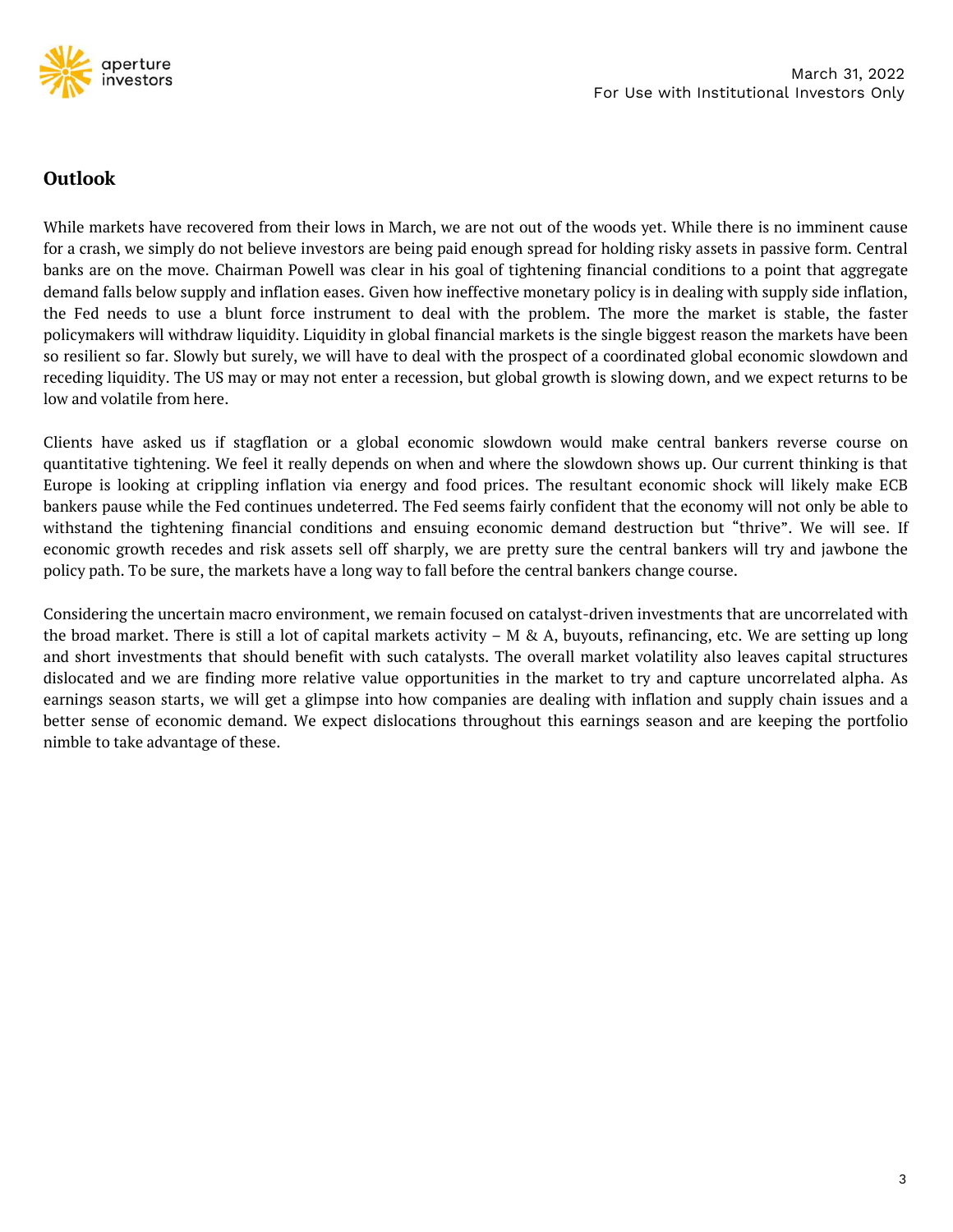## Outlook

While markets have recovered from their lows in March, we are not out of the woods yet. While there is no imminent cause for a crash, we simply do not believe investors are being paid enough spread for holding risky assets in passive form. Central banks are on the move. Chairman Powell was clear in his goal of tightening financial conditions to a point that aggregate demand falls below supply and inflation eases. Given how ineffective monetary policy is in dealing with supply side inflation, the Fed needs to use a blunt force instrument to deal with the problem. The more the market is stable, the faster policymakers will withdraw liquidity. Liquidity in global financial markets is the single biggest reason the markets have been so resilient so far. Slowly but surely, we will have to deal with the prospect of a coordinated global economic slowdown and receding liquidity. The US may or may not enter a recession, but global growth is slowing down, and we expect returns to be low and volatile from here.

Clients have asked us if stagflation or a global economic slowdown would make central bankers reverse course on quantitative tightening. We feel it really depends on when and where the slowdown shows up. Our current thinking is that Europe is looking at crippling inflation via energy and food prices. The resultant economic shock will likely make ECB bankers pause while the Fed continues undeterred. The Fed seems fairly confident that the economy will not only be able to withstand the tightening financial conditions and ensuing economic demand destruction but "thrive". We will see. If economic growth recedes and risk assets sell off sharply, we are pretty sure the central bankers will try and jawbone the policy path. To be sure, the markets have a long way to fall before the central bankers change course.

Considering the uncertain macro environment, we remain focused on catalyst-driven investments that are uncorrelated with the broad market. There is still a lot of capital markets activity – M & A, buyouts, refinancing, etc. We are setting up long and short investments that should benefit with such catalysts. The overall market volatility also leaves capital structures dislocated and we are finding more relative value opportunities in the market to try and capture uncorrelated alpha. As earnings season starts, we will get a glimpse into how companies are dealing with inflation and supply chain issues and a better sense of economic demand. We expect dislocations throughout this earnings season and are keeping the portfolio nimble to take advantage of these.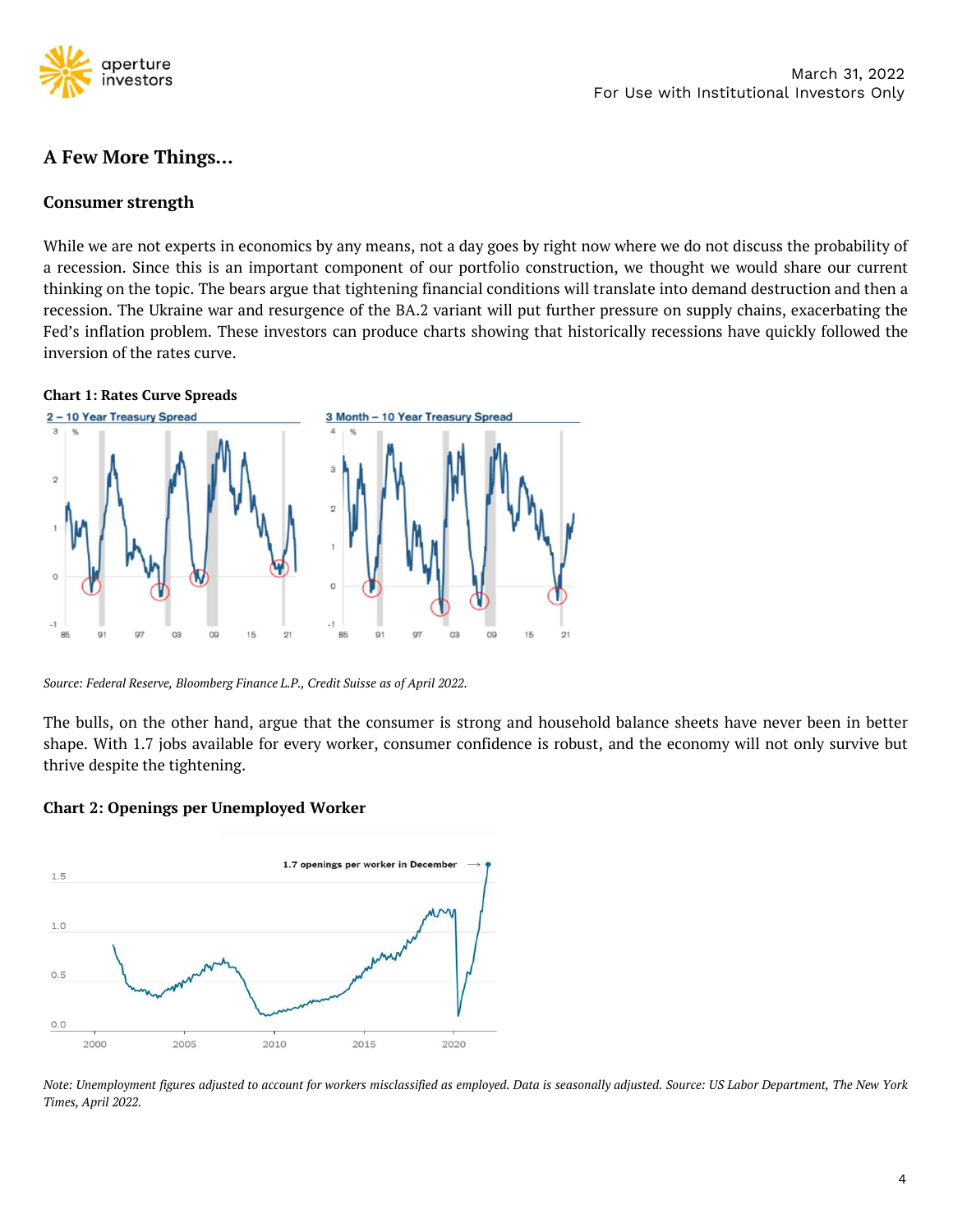## A Few More Things...

### Consumer strength

While we are not experts in economics by any means, not a day goes by right now where we do not discuss the probability of a recession. Since this is an important component of our portfolio construction, we thought we would share our current thinking on the topic. The bears argue that tightening financial conditions will translate into demand destruction and then a recession. The Ukraine war and resurgence of the BA.2 variant will put further pressure on supply chains, exacerbating the Fed's inflation problem. These investors can produce charts showing that historically recessions have quickly followed the inversion of the rates curve.

**Chart 1: Rates Curve Spreads**

*Source: Federal Reserve, Bloomberg Finance L.P., Credit Suisse as of April 2022.*

The bulls, on the other hand, argue that the consumer is strong and household balance sheets have never been in better shape. With 1.7 jobs available for every worker, consumer confidence is robust, and the economy will not only survive but thrive despite the tightening.

**Chart 2: Openings per Unemployed Worker**

*Note: Unemployment figures adjusted to account for workers misclassified as employed. Data is seasonally adjusted. Source: US Labor Department, The New York Times, April 2022.*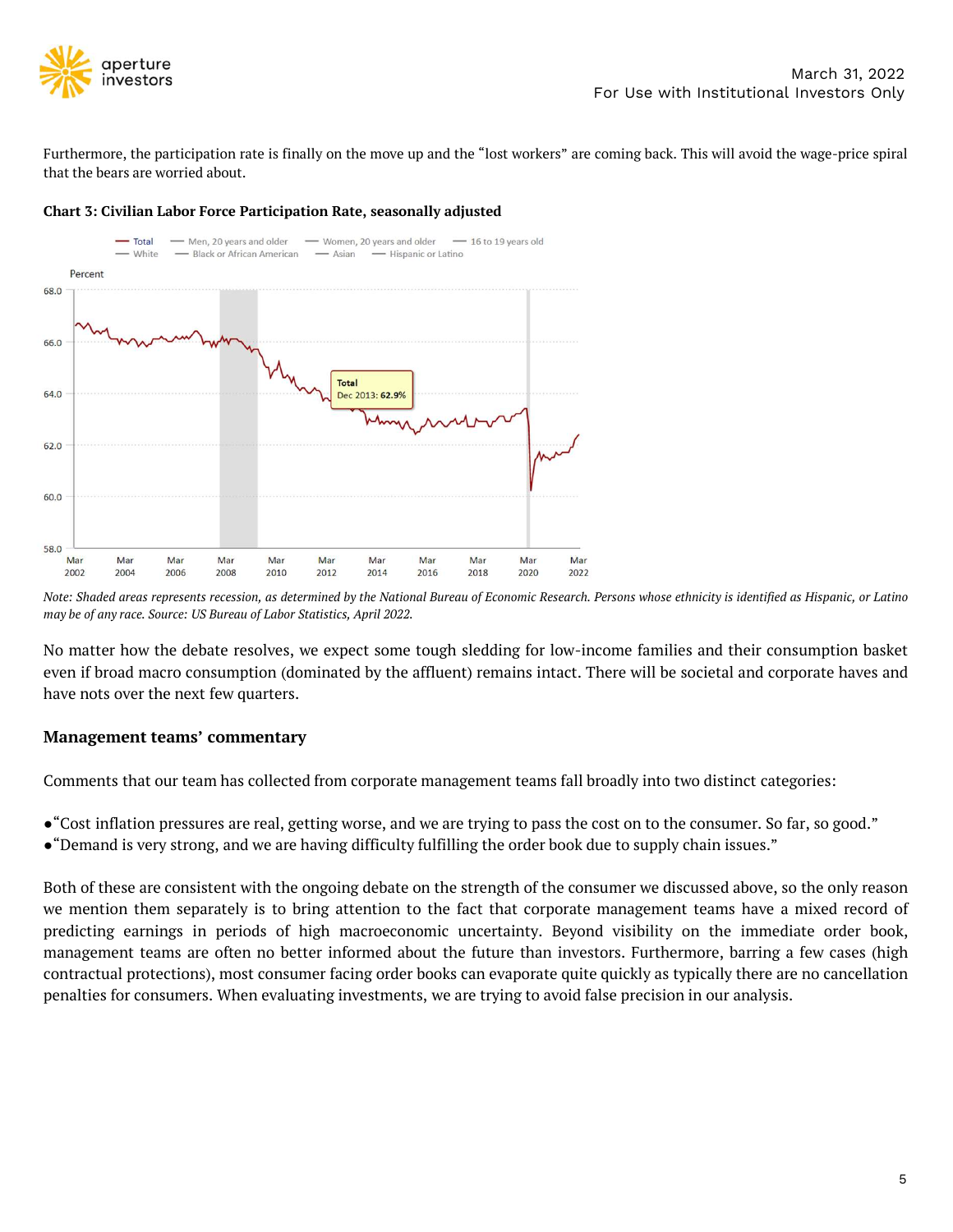Furthermore, the participation rate is finally on the move up and the "lost workers" are coming back. This will avoid the wage-price spiral that the bears are worried about.

**Chart 3: Civilian Labor Force Participation Rate, seasonally adjusted**

*Note: Shaded areas represents recession, as determined by the National Bureau of Economic Research. Persons whose ethnicity is identified as Hispanic, or Latino may be of any race. Source: US Bureau of Labor Statistics, April 2022.*

No matter how the debate resolves, we expect some tough sledding for low-income families and their consumption basket even if broad macro consumption (dominated by the affluent) remains intact. There will be societal and corporate haves and have nots over the next few quarters.

### Management teams' commentary

Comments that our team has collected from corporate management teams fall broadly into two distinct categories:

- "Cost inflation pressures are real, getting worse, and we are trying to pass the cost on to the consumer. So far, so good."
- "Demand is very strong, and we are having difficulty fulfilling the order book due to supply chain issues."

Both of these are consistent with the ongoing debate on the strength of the consumer we discussed above, so the only reason we mention them separately is to bring attention to the fact that corporate management teams have a mixed record of predicting earnings in periods of high macroeconomic uncertainty. Beyond visibility on the immediate order book, management teams are often no better informed about the future than investors. Furthermore, barring a few cases (high contractual protections), most consumer facing order books can evaporate quite quickly as typically there are no cancellation penalties for consumers. When evaluating investments, we are trying to avoid false precision in our analysis.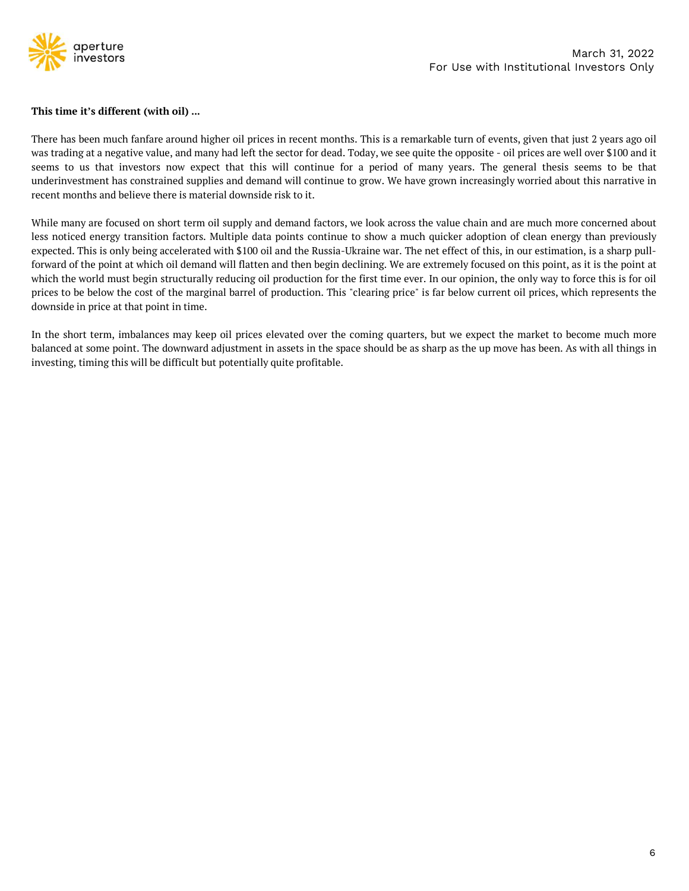**This time it's different (with oil) ...**

There has been much fanfare around higher oil prices in recent months. This is a remarkable turn of events, given that just 2 years ago oil was trading at a negative value, and many had left the sector for dead. Today, we see quite the opposite - oil prices are well over $100 and it seems to us that investors now expect that this will continue for a period of many years. The general thesis seems to be that underinvestment has constrained supplies and demand will continue to grow. We have grown increasingly worried about this narrative in recent months and believe there is material downside risk to it.

While many are focused on short term oil supply and demand factors, we look across the value chain and are much more concerned about less noticed energy transition factors. Multiple data points continue to show a much quicker adoption of clean energy than previously expected. This is only being accelerated with $100 oil and the Russia-Ukraine war. The net effect of this, in our estimation, is a sharp pull-forward of the point at which oil demand will flatten and then begin declining. We are extremely focused on this point, as it is the point at which the world must begin structurally reducing oil production for the first time ever. In our opinion, the only way to force this is for oil prices to be below the cost of the marginal barrel of production. This "clearing price" is far below current oil prices, which represents the downside in price at that point in time.

In the short term, imbalances may keep oil prices elevated over the coming quarters, but we expect the market to become much more balanced at some point. The downward adjustment in assets in the space should be as sharp as the up move has been. As with all things in investing, timing this will be difficult but potentially quite profitable.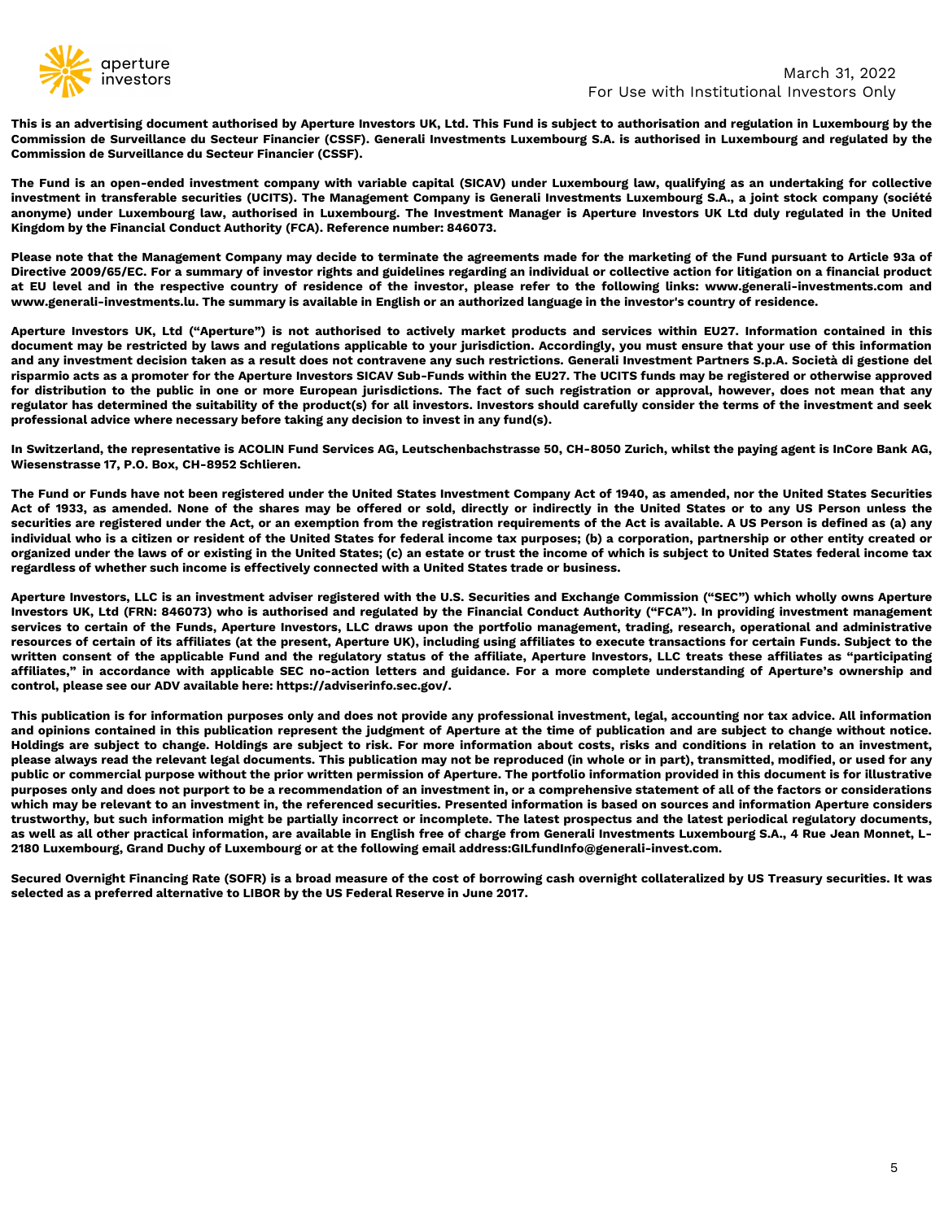March 31, 2022
For Use with Institutional Investors Only

**This is an advertising document authorised by Aperture Investors UK, Ltd. This Fund is subject to authorisation and regulation in Luxembourg by the Commission de Surveillance du Secteur Financier (CSSF). Generali Investments Luxembourg S.A. is authorised in Luxembourg and regulated by the Commission de Surveillance du Secteur Financier (CSSF).**

**The Fund is an open-ended investment company with variable capital (SICAV) under Luxembourg law, qualifying as an undertaking for collective investment in transferable securities (UCITS). The Management Company is Generali Investments Luxembourg S.A., a joint stock company (société anonyme) under Luxembourg law, authorised in Luxembourg. The Investment Manager is Aperture Investors UK Ltd duly regulated in the United Kingdom by the Financial Conduct Authority (FCA). Reference number: 846073.**

**Please note that the Management Company may decide to terminate the agreements made for the marketing of the Fund pursuant to Article 93a of Directive 2009/65/EC. For a summary of investor rights and guidelines regarding an individual or collective action for litigation on a financial product at EU level and in the respective country of residence of the investor, please refer to the following links: www.generali-investments.com and www.generali-investments.lu. The summary is available in English or an authorized language in the investor's country of residence.**

**Aperture Investors UK, Ltd ("Aperture") is not authorised to actively market products and services within EU27. Information contained in this document may be restricted by laws and regulations applicable to your jurisdiction. Accordingly, you must ensure that your use of this information and any investment decision taken as a result does not contravene any such restrictions. Generali Investment Partners S.p.A. Società di gestione del risparmio acts as a promoter for the Aperture Investors SICAV Sub-Funds within the EU27. The UCITS funds may be registered or otherwise approved for distribution to the public in one or more European jurisdictions. The fact of such registration or approval, however, does not mean that any regulator has determined the suitability of the product(s) for all investors. Investors should carefully consider the terms of the investment and seek professional advice where necessary before taking any decision to invest in any fund(s).**

**In Switzerland, the representative is ACOLIN Fund Services AG, Leutschenbachstrasse 50, CH-8050 Zurich, whilst the paying agent is InCore Bank AG, Wiesenstrasse 17, P.O. Box, CH-8952 Schlieren.**

**The Fund or Funds have not been registered under the United States Investment Company Act of 1940, as amended, nor the United States Securities Act of 1933, as amended. None of the shares may be offered or sold, directly or indirectly in the United States or to any US Person unless the securities are registered under the Act, or an exemption from the registration requirements of the Act is available. A US Person is defined as (a) any individual who is a citizen or resident of the United States for federal income tax purposes; (b) a corporation, partnership or other entity created or organized under the laws of or existing in the United States; (c) an estate or trust the income of which is subject to United States federal income tax regardless of whether such income is effectively connected with a United States trade or business.**

**Aperture Investors, LLC is an investment adviser registered with the U.S. Securities and Exchange Commission ("SEC") which wholly owns Aperture Investors UK, Ltd (FRN: 846073) who is authorised and regulated by the Financial Conduct Authority ("FCA"). In providing investment management services to certain of the Funds, Aperture Investors, LLC draws upon the portfolio management, trading, research, operational and administrative resources of certain of its affiliates (at the present, Aperture UK), including using affiliates to execute transactions for certain Funds. Subject to the written consent of the applicable Fund and the regulatory status of the affiliate, Aperture Investors, LLC treats these affiliates as "participating affiliates," in accordance with applicable SEC no-action letters and guidance. For a more complete understanding of Aperture's ownership and control, please see our ADV available here: https://adviserinfo.sec.gov/.**

**This publication is for information purposes only and does not provide any professional investment, legal, accounting nor tax advice. All information and opinions contained in this publication represent the judgment of Aperture at the time of publication and are subject to change without notice. Holdings are subject to change. Holdings are subject to risk. For more information about costs, risks and conditions in relation to an investment, please always read the relevant legal documents. This publication may not be reproduced (in whole or in part), transmitted, modified, or used for any public or commercial purpose without the prior written permission of Aperture. The portfolio information provided in this document is for illustrative purposes only and does not purport to be a recommendation of an investment in, or a comprehensive statement of all of the factors or considerations which may be relevant to an investment in, the referenced securities. Presented information is based on sources and information Aperture considers trustworthy, but such information might be partially incorrect or incomplete. The latest prospectus and the latest periodical regulatory documents, as well as all other practical information, are available in English free of charge from Generali Investments Luxembourg S.A., 4 Rue Jean Monnet, L-2180 Luxembourg, Grand Duchy of Luxembourg or at the following email address:GILfundInfo@generali-invest.com.**

**Secured Overnight Financing Rate (SOFR) is a broad measure of the cost of borrowing cash overnight collateralized by US Treasury securities. It was selected as a preferred alternative to LIBOR by the US Federal Reserve in June 2017.**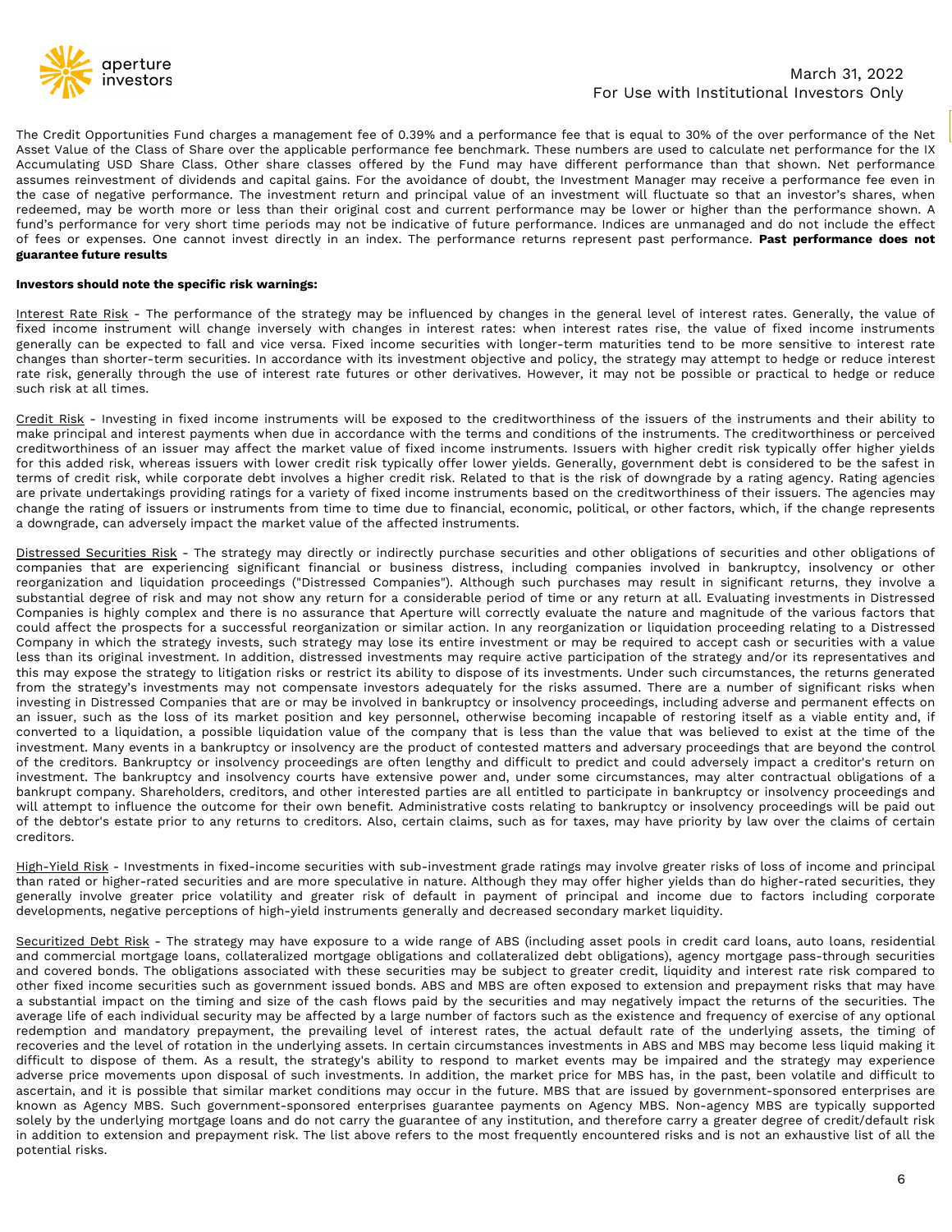The Credit Opportunities Fund charges a management fee of 0.39% and a performance fee that is equal to 30% of the over performance of the Net Asset Value of the Class of Share over the applicable performance fee benchmark. These numbers are used to calculate net performance for the IX Accumulating USD Share Class. Other share classes offered by the Fund may have different performance than that shown. Net performance assumes reinvestment of dividends and capital gains. For the avoidance of doubt, the Investment Manager may receive a performance fee even in the case of negative performance. The investment return and principal value of an investment will fluctuate so that an investor's shares, when redeemed, may be worth more or less than their original cost and current performance may be lower or higher than the performance shown. A fund's performance for very short time periods may not be indicative of future performance. Indices are unmanaged and do not include the effect of fees or expenses. One cannot invest directly in an index. The performance returns represent past performance. **Past performance does not guarantee future results**

**Investors should note the specific risk warnings:**

Interest Rate Risk - The performance of the strategy may be influenced by changes in the general level of interest rates. Generally, the value of fixed income instrument will change inversely with changes in interest rates: when interest rates rise, the value of fixed income instruments generally can be expected to fall and vice versa. Fixed income securities with longer-term maturities tend to be more sensitive to interest rate changes than shorter-term securities. In accordance with its investment objective and policy, the strategy may attempt to hedge or reduce interest rate risk, generally through the use of interest rate futures or other derivatives. However, it may not be possible or practical to hedge or reduce such risk at all times.

Credit Risk - Investing in fixed income instruments will be exposed to the creditworthiness of the issuers of the instruments and their ability to make principal and interest payments when due in accordance with the terms and conditions of the instruments. The creditworthiness or perceived creditworthiness of an issuer may affect the market value of fixed income instruments. Issuers with higher credit risk typically offer higher yields for this added risk, whereas issuers with lower credit risk typically offer lower yields. Generally, government debt is considered to be the safest in terms of credit risk, while corporate debt involves a higher credit risk. Related to that is the risk of downgrade by a rating agency. Rating agencies are private undertakings providing ratings for a variety of fixed income instruments based on the creditworthiness of their issuers. The agencies may change the rating of issuers or instruments from time to time due to financial, economic, political, or other factors, which, if the change represents a downgrade, can adversely impact the market value of the affected instruments.

Distressed Securities Risk - The strategy may directly or indirectly purchase securities and other obligations of securities and other obligations of companies that are experiencing significant financial or business distress, including companies involved in bankruptcy, insolvency or other reorganization and liquidation proceedings ("Distressed Companies"). Although such purchases may result in significant returns, they involve a substantial degree of risk and may not show any return for a considerable period of time or any return at all. Evaluating investments in Distressed Companies is highly complex and there is no assurance that Aperture will correctly evaluate the nature and magnitude of the various factors that could affect the prospects for a successful reorganization or similar action. In any reorganization or liquidation proceeding relating to a Distressed Company in which the strategy invests, such strategy may lose its entire investment or may be required to accept cash or securities with a value less than its original investment. In addition, distressed investments may require active participation of the strategy and/or its representatives and this may expose the strategy to litigation risks or restrict its ability to dispose of its investments. Under such circumstances, the returns generated from the strategy's investments may not compensate investors adequately for the risks assumed. There are a number of significant risks when investing in Distressed Companies that are or may be involved in bankruptcy or insolvency proceedings, including adverse and permanent effects on an issuer, such as the loss of its market position and key personnel, otherwise becoming incapable of restoring itself as a viable entity and, if converted to a liquidation, a possible liquidation value of the company that is less than the value that was believed to exist at the time of the investment. Many events in a bankruptcy or insolvency are the product of contested matters and adversary proceedings that are beyond the control of the creditors. Bankruptcy or insolvency proceedings are often lengthy and difficult to predict and could adversely impact a creditor's return on investment. The bankruptcy and insolvency courts have extensive power and, under some circumstances, may alter contractual obligations of a bankrupt company. Shareholders, creditors, and other interested parties are all entitled to participate in bankruptcy or insolvency proceedings and will attempt to influence the outcome for their own benefit. Administrative costs relating to bankruptcy or insolvency proceedings will be paid out of the debtor's estate prior to any returns to creditors. Also, certain claims, such as for taxes, may have priority by law over the claims of certain creditors.

High-Yield Risk - Investments in fixed-income securities with sub-investment grade ratings may involve greater risks of loss of income and principal than rated or higher-rated securities and are more speculative in nature. Although they may offer higher yields than do higher-rated securities, they generally involve greater price volatility and greater risk of default in payment of principal and income due to factors including corporate developments, negative perceptions of high-yield instruments generally and decreased secondary market liquidity.

Securitized Debt Risk - The strategy may have exposure to a wide range of ABS (including asset pools in credit card loans, auto loans, residential and commercial mortgage loans, collateralized mortgage obligations and collateralized debt obligations), agency mortgage pass-through securities and covered bonds. The obligations associated with these securities may be subject to greater credit, liquidity and interest rate risk compared to other fixed income securities such as government issued bonds. ABS and MBS are often exposed to extension and prepayment risks that may have a substantial impact on the timing and size of the cash flows paid by the securities and may negatively impact the returns of the securities. The average life of each individual security may be affected by a large number of factors such as the existence and frequency of exercise of any optional redemption and mandatory prepayment, the prevailing level of interest rates, the actual default rate of the underlying assets, the timing of recoveries and the level of rotation in the underlying assets. In certain circumstances investments in ABS and MBS may become less liquid making it difficult to dispose of them. As a result, the strategy's ability to respond to market events may be impaired and the strategy may experience adverse price movements upon disposal of such investments. In addition, the market price for MBS has, in the past, been volatile and difficult to ascertain, and it is possible that similar market conditions may occur in the future. MBS that are issued by government-sponsored enterprises are known as Agency MBS. Such government-sponsored enterprises guarantee payments on Agency MBS. Non-agency MBS are typically supported solely by the underlying mortgage loans and do not carry the guarantee of any institution, and therefore carry a greater degree of credit/default risk in addition to extension and prepayment risk. The list above refers to the most frequently encountered risks and is not an exhaustive list of all the potential risks.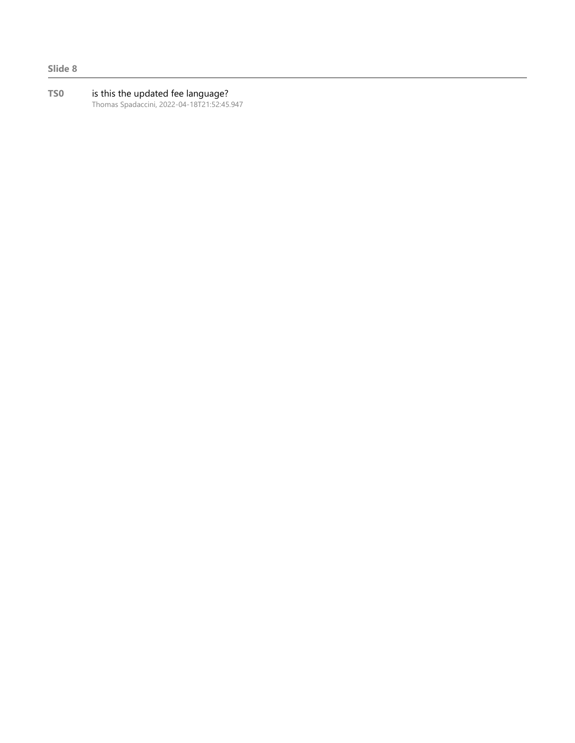**Slide 8**

---

**TS0** is this the updated fee language?
Thomas Spadaccini, 2022-04-18T21:52:45.947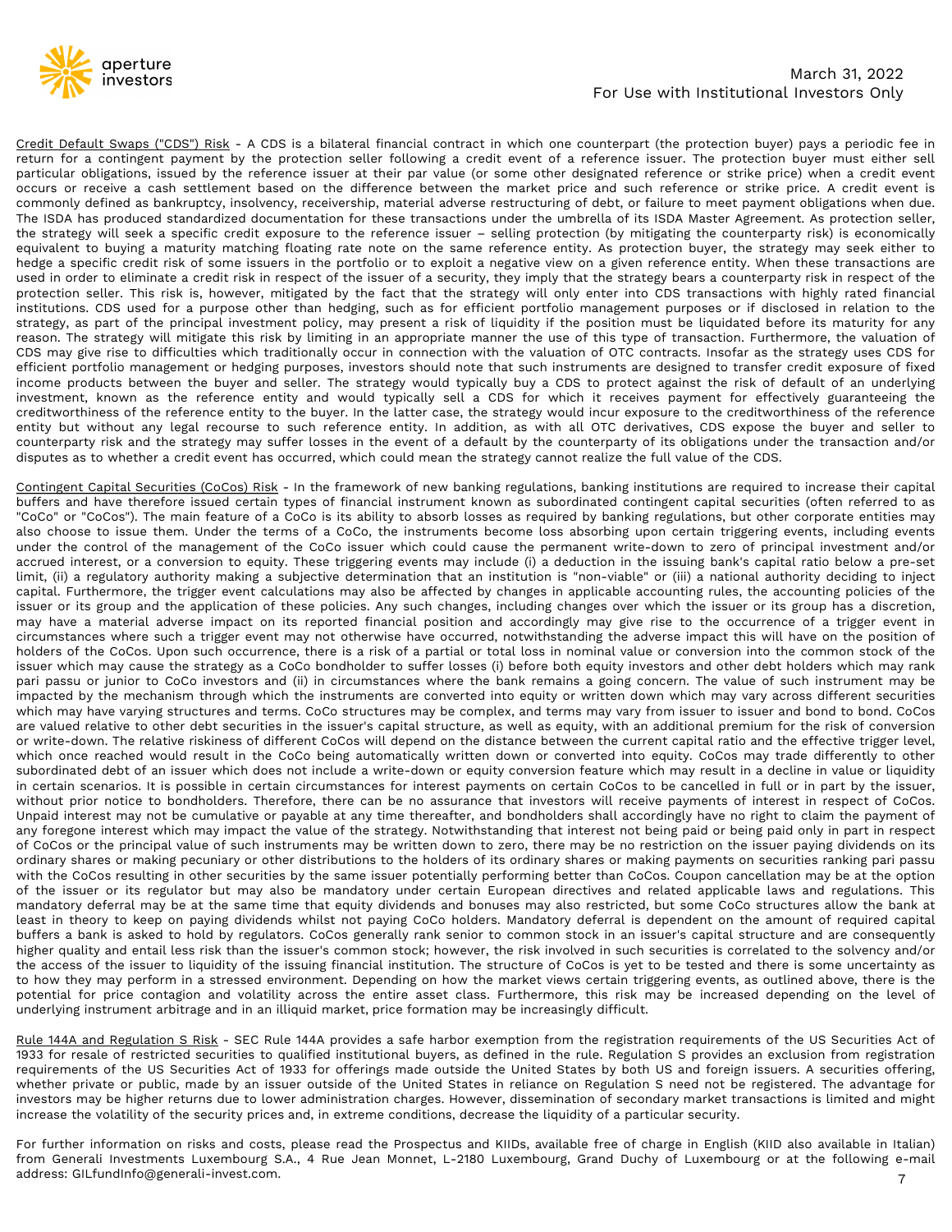Credit Default Swaps ("CDS") Risk - A CDS is a bilateral financial contract in which one counterpart (the protection buyer) pays a periodic fee in return for a contingent payment by the protection seller following a credit event of a reference issuer. The protection buyer must either sell particular obligations, issued by the reference issuer at their par value (or some other designated reference or strike price) when a credit event occurs or receive a cash settlement based on the difference between the market price and such reference or strike price. A credit event is commonly defined as bankruptcy, insolvency, receivership, material adverse restructuring of debt, or failure to meet payment obligations when due. The ISDA has produced standardized documentation for these transactions under the umbrella of its ISDA Master Agreement. As protection seller, the strategy will seek a specific credit exposure to the reference issuer – selling protection (by mitigating the counterparty risk) is economically equivalent to buying a maturity matching floating rate note on the same reference entity. As protection buyer, the strategy may seek either to hedge a specific credit risk of some issuers in the portfolio or to exploit a negative view on a given reference entity. When these transactions are used in order to eliminate a credit risk in respect of the issuer of a security, they imply that the strategy bears a counterparty risk in respect of the protection seller. This risk is, however, mitigated by the fact that the strategy will only enter into CDS transactions with highly rated financial institutions. CDS used for a purpose other than hedging, such as for efficient portfolio management purposes or if disclosed in relation to the strategy, as part of the principal investment policy, may present a risk of liquidity if the position must be liquidated before its maturity for any reason. The strategy will mitigate this risk by limiting in an appropriate manner the use of this type of transaction. Furthermore, the valuation of CDS may give rise to difficulties which traditionally occur in connection with the valuation of OTC contracts. Insofar as the strategy uses CDS for efficient portfolio management or hedging purposes, investors should note that such instruments are designed to transfer credit exposure of fixed income products between the buyer and seller. The strategy would typically buy a CDS to protect against the risk of default of an underlying investment, known as the reference entity and would typically sell a CDS for which it receives payment for effectively guaranteeing the creditworthiness of the reference entity to the buyer. In the latter case, the strategy would incur exposure to the creditworthiness of the reference entity but without any legal recourse to such reference entity. In addition, as with all OTC derivatives, CDS expose the buyer and seller to counterparty risk and the strategy may suffer losses in the event of a default by the counterparty of its obligations under the transaction and/or disputes as to whether a credit event has occurred, which could mean the strategy cannot realize the full value of the CDS.

Contingent Capital Securities (CoCos) Risk - In the framework of new banking regulations, banking institutions are required to increase their capital buffers and have therefore issued certain types of financial instrument known as subordinated contingent capital securities (often referred to as "CoCo" or "CoCos"). The main feature of a CoCo is its ability to absorb losses as required by banking regulations, but other corporate entities may also choose to issue them. Under the terms of a CoCo, the instruments become loss absorbing upon certain triggering events, including events under the control of the management of the CoCo issuer which could cause the permanent write-down to zero of principal investment and/or accrued interest, or a conversion to equity. These triggering events may include (i) a deduction in the issuing bank's capital ratio below a pre-set limit, (ii) a regulatory authority making a subjective determination that an institution is "non-viable" or (iii) a national authority deciding to inject capital. Furthermore, the trigger event calculations may also be affected by changes in applicable accounting rules, the accounting policies of the issuer or its group and the application of these policies. Any such changes, including changes over which the issuer or its group has a discretion, may have a material adverse impact on its reported financial position and accordingly may give rise to the occurrence of a trigger event in circumstances where such a trigger event may not otherwise have occurred, notwithstanding the adverse impact this will have on the position of holders of the CoCos. Upon such occurrence, there is a risk of a partial or total loss in nominal value or conversion into the common stock of the issuer which may cause the strategy as a CoCo bondholder to suffer losses (i) before both equity investors and other debt holders which may rank pari passu or junior to CoCo investors and (ii) in circumstances where the bank remains a going concern. The value of such instrument may be impacted by the mechanism through which the instruments are converted into equity or written down which may vary across different securities which may have varying structures and terms. CoCo structures may be complex, and terms may vary from issuer to issuer and bond to bond. CoCos are valued relative to other debt securities in the issuer's capital structure, as well as equity, with an additional premium for the risk of conversion or write-down. The relative riskiness of different CoCos will depend on the distance between the current capital ratio and the effective trigger level, which once reached would result in the CoCo being automatically written down or converted into equity. CoCos may trade differently to other subordinated debt of an issuer which does not include a write-down or equity conversion feature which may result in a decline in value or liquidity in certain scenarios. It is possible in certain circumstances for interest payments on certain CoCos to be cancelled in full or in part by the issuer, without prior notice to bondholders. Therefore, there can be no assurance that investors will receive payments of interest in respect of CoCos. Unpaid interest may not be cumulative or payable at any time thereafter, and bondholders shall accordingly have no right to claim the payment of any foregone interest which may impact the value of the strategy. Notwithstanding that interest not being paid or being paid only in part in respect of CoCos or the principal value of such instruments may be written down to zero, there may be no restriction on the issuer paying dividends on its ordinary shares or making pecuniary or other distributions to the holders of its ordinary shares or making payments on securities ranking pari passu with the CoCos resulting in other securities by the same issuer potentially performing better than CoCos. Coupon cancellation may be at the option of the issuer or its regulator but may also be mandatory under certain European directives and related applicable laws and regulations. This mandatory deferral may be at the same time that equity dividends and bonuses may also restricted, but some CoCo structures allow the bank at least in theory to keep on paying dividends whilst not paying CoCo holders. Mandatory deferral is dependent on the amount of required capital buffers a bank is asked to hold by regulators. CoCos generally rank senior to common stock in an issuer's capital structure and are consequently higher quality and entail less risk than the issuer's common stock; however, the risk involved in such securities is correlated to the solvency and/or the access of the issuer to liquidity of the issuing financial institution. The structure of CoCos is yet to be tested and there is some uncertainty as to how they may perform in a stressed environment. Depending on how the market views certain triggering events, as outlined above, there is the potential for price contagion and volatility across the entire asset class. Furthermore, this risk may be increased depending on the level of underlying instrument arbitrage and in an illiquid market, price formation may be increasingly difficult.

Rule 144A and Regulation S Risk - SEC Rule 144A provides a safe harbor exemption from the registration requirements of the US Securities Act of 1933 for resale of restricted securities to qualified institutional buyers, as defined in the rule. Regulation S provides an exclusion from registration requirements of the US Securities Act of 1933 for offerings made outside the United States by both US and foreign issuers. A securities offering, whether private or public, made by an issuer outside of the United States in reliance on Regulation S need not be registered. The advantage for investors may be higher returns due to lower administration charges. However, dissemination of secondary market transactions is limited and might increase the volatility of the security prices and, in extreme conditions, decrease the liquidity of a particular security.

For further information on risks and costs, please read the Prospectus and KIIDs, available free of charge in English (KIID also available in Italian) from Generali Investments Luxembourg S.A., 4 Rue Jean Monnet, L-2180 Luxembourg, Grand Duchy of Luxembourg or at the following e-mail address: GILfundInfo@generali-invest.com.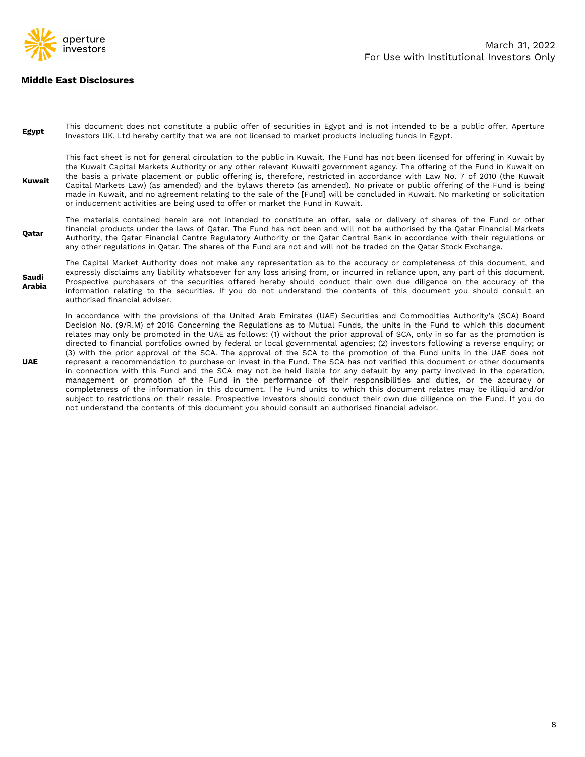## Middle East Disclosures

**Egypt**

This document does not constitute a public offer of securities in Egypt and is not intended to be a public offer. Aperture Investors UK, Ltd hereby certify that we are not licensed to market products including funds in Egypt.

**Kuwait**

This fact sheet is not for general circulation to the public in Kuwait. The Fund has not been licensed for offering in Kuwait by the Kuwait Capital Markets Authority or any other relevant Kuwaiti government agency. The offering of the Fund in Kuwait on the basis a private placement or public offering is, therefore, restricted in accordance with Law No. 7 of 2010 (the Kuwait Capital Markets Law) (as amended) and the bylaws thereto (as amended). No private or public offering of the Fund is being made in Kuwait, and no agreement relating to the sale of the [Fund] will be concluded in Kuwait. No marketing or solicitation or inducement activities are being used to offer or market the Fund in Kuwait.

**Qatar**

The materials contained herein are not intended to constitute an offer, sale or delivery of shares of the Fund or other financial products under the laws of Qatar. The Fund has not been and will not be authorised by the Qatar Financial Markets Authority, the Qatar Financial Centre Regulatory Authority or the Qatar Central Bank in accordance with their regulations or any other regulations in Qatar. The shares of the Fund are not and will not be traded on the Qatar Stock Exchange.

**Saudi Arabia**

The Capital Market Authority does not make any representation as to the accuracy or completeness of this document, and expressly disclaims any liability whatsoever for any loss arising from, or incurred in reliance upon, any part of this document. Prospective purchasers of the securities offered hereby should conduct their own due diligence on the accuracy of the information relating to the securities. If you do not understand the contents of this document you should consult an authorised financial adviser.

**UAE**

In accordance with the provisions of the United Arab Emirates (UAE) Securities and Commodities Authority's (SCA) Board Decision No. (9/R.M) of 2016 Concerning the Regulations as to Mutual Funds, the units in the Fund to which this document relates may only be promoted in the UAE as follows: (1) without the prior approval of SCA, only in so far as the promotion is directed to financial portfolios owned by federal or local governmental agencies; (2) investors following a reverse enquiry; or (3) with the prior approval of the SCA. The approval of the SCA to the promotion of the Fund units in the UAE does not represent a recommendation to purchase or invest in the Fund. The SCA has not verified this document or other documents in connection with this Fund and the SCA may not be held liable for any default by any party involved in the operation, management or promotion of the Fund in the performance of their responsibilities and duties, or the accuracy or completeness of the information in this document. The Fund units to which this document relates may be illiquid and/or subject to restrictions on their resale. Prospective investors should conduct their own due diligence on the Fund. If you do not understand the contents of this document you should consult an authorised financial advisor.